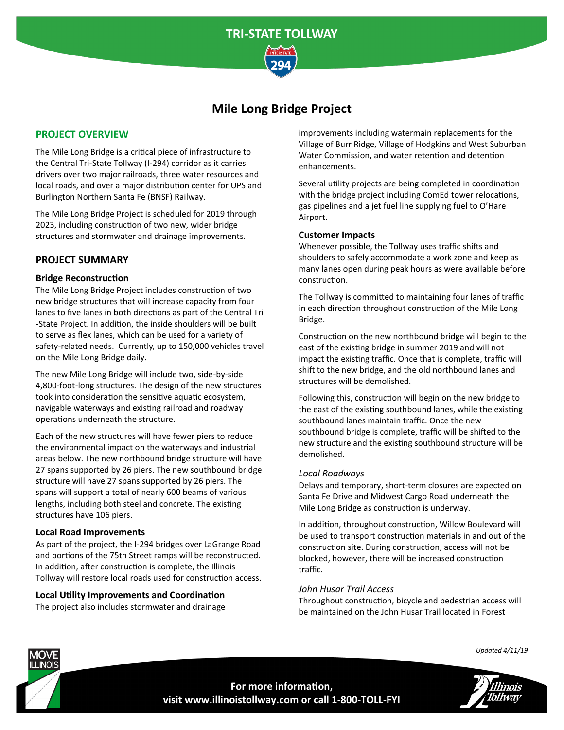# TRI-STATE TOLLWAY

## Mile Long Bridge Project

### PROJECT OVERVIEW

The Mile Long Bridge is a critical piece of infrastructure to the Central Tri-State Tollway (I-294) corridor as it carries drivers over two major railroads, three water resources and local roads, and over a major distribution center for UPS and Burlington Northern Santa Fe (BNSF) Railway.

The Mile Long Bridge Project is scheduled for 2019 through 2023, including construction of two new, wider bridge structures and stormwater and drainage improvements.

### PROJECT SUMMARY

#### Bridge Reconstruction

The Mile Long Bridge Project includes construction of two new bridge structures that will increase capacity from four lanes to five lanes in both directions as part of the Central Tri-State Project. In addition, the inside shoulders will be built to serve as flex lanes, which can be used for a variety of safety-related needs. Currently, up to 150,000 vehicles travel on the Mile Long Bridge daily.

The new Mile Long Bridge will include two, side-by-side 4,800-foot-long structures. The design of the new structures took into consideration the sensitive aquatic ecosystem, navigable waterways and existing railroad and roadway operations underneath the structure.

Each of the new structures will have fewer piers to reduce the environmental impact on the waterways and industrial areas below. The new northbound bridge structure will have 27 spans supported by 26 piers. The new southbound bridge structure will have 27 spans supported by 26 piers. The spans will support a total of nearly 600 beams of various lengths, including both steel and concrete. The existing structures have 106 piers.

#### Local Road Improvements

As part of the project, the I-294 bridges over LaGrange Road and portions of the 75th Street ramps will be reconstructed. In addition, after construction is complete, the Illinois Tollway will restore local roads used for construction access.

#### Local Utility Improvements and Coordination

The project also includes stormwater and drainage improvements including watermain replacements for the Village of Burr Ridge, Village of Hodgkins and West Suburban Water Commission, and water retention and detention enhancements.

Several utility projects are being completed in coordination with the bridge project including ComEd tower relocations, gas pipelines and a jet fuel line supplying fuel to O'Hare Airport.

#### Customer Impacts

Whenever possible, the Tollway uses traffic shifts and shoulders to safely accommodate a work zone and keep as many lanes open during peak hours as were available before construction.

The Tollway is committed to maintaining four lanes of traffic in each direction throughout construction of the Mile Long Bridge.

Construction on the new northbound bridge will begin to the east of the existing bridge in summer 2019 and will not impact the existing traffic. Once that is complete, traffic will shift to the new bridge, and the old northbound lanes and structures will be demolished.

Following this, construction will begin on the new bridge to the east of the existing southbound lanes, while the existing southbound lanes maintain traffic. Once the new southbound bridge is complete, traffic will be shifted to the new structure and the existing southbound structure will be demolished.

*Local Roadways*

Delays and temporary, short-term closures are expected on Santa Fe Drive and Midwest Cargo Road underneath the Mile Long Bridge as construction is underway.

In addition, throughout construction, Willow Boulevard will be used to transport construction materials in and out of the construction site. During construction, access will not be blocked, however, there will be increased construction traffic.

*John Husar Trail Access*

Throughout construction, bicycle and pedestrian access will be maintained on the John Husar Trail located in Forest

*Updated 4/11/19*

For more information, visit www.illinoistollway.com or call 1-800-TOLL-FYI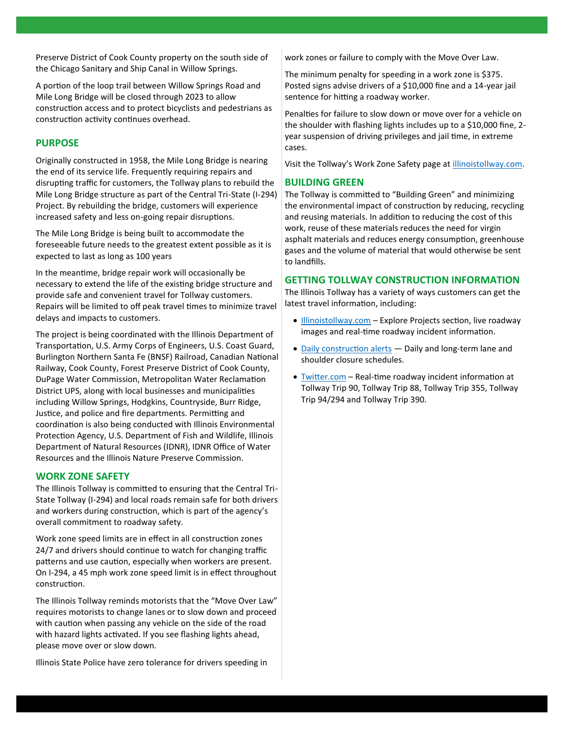Preserve District of Cook County property on the south side of the Chicago Sanitary and Ship Canal in Willow Springs.

A portion of the loop trail between Willow Springs Road and Mile Long Bridge will be closed through 2023 to allow construction access and to protect bicyclists and pedestrians as construction activity continues overhead.

## PURPOSE

Originally constructed in 1958, the Mile Long Bridge is nearing the end of its service life. Frequently requiring repairs and disrupting traffic for customers, the Tollway plans to rebuild the Mile Long Bridge structure as part of the Central Tri-State (I-294) Project. By rebuilding the bridge, customers will experience increased safety and less on-going repair disruptions.

The Mile Long Bridge is being built to accommodate the foreseeable future needs to the greatest extent possible as it is expected to last as long as 100 years

In the meantime, bridge repair work will occasionally be necessary to extend the life of the existing bridge structure and provide safe and convenient travel for Tollway customers. Repairs will be limited to off peak travel times to minimize travel delays and impacts to customers.

The project is being coordinated with the Illinois Department of Transportation, U.S. Army Corps of Engineers, U.S. Coast Guard, Burlington Northern Santa Fe (BNSF) Railroad, Canadian National Railway, Cook County, Forest Preserve District of Cook County, DuPage Water Commission, Metropolitan Water Reclamation District UPS, along with local businesses and municipalities including Willow Springs, Hodgkins, Countryside, Burr Ridge, Justice, and police and fire departments. Permitting and coordination is also being conducted with Illinois Environmental Protection Agency, U.S. Department of Fish and Wildlife, Illinois Department of Natural Resources (IDNR), IDNR Office of Water Resources and the Illinois Nature Preserve Commission.

## WORK ZONE SAFETY

The Illinois Tollway is committed to ensuring that the Central Tri-State Tollway (I-294) and local roads remain safe for both drivers and workers during construction, which is part of the agency's overall commitment to roadway safety.

Work zone speed limits are in effect in all construction zones 24/7 and drivers should continue to watch for changing traffic patterns and use caution, especially when workers are present. On I-294, a 45 mph work zone speed limit is in effect throughout construction.

The Illinois Tollway reminds motorists that the "Move Over Law" requires motorists to change lanes or to slow down and proceed with caution when passing any vehicle on the side of the road with hazard lights activated. If you see flashing lights ahead, please move over or slow down.

Illinois State Police have zero tolerance for drivers speeding in work zones or failure to comply with the Move Over Law.

The minimum penalty for speeding in a work zone is $375. Posted signs advise drivers of a $10,000 fine and a 14-year jail sentence for hitting a roadway worker.

Penalties for failure to slow down or move over for a vehicle on the shoulder with flashing lights includes up to a $10,000 fine, 2-year suspension of driving privileges and jail time, in extreme cases.

Visit the Tollway's Work Zone Safety page at illinoistollway.com.

## BUILDING GREEN

The Tollway is committed to "Building Green" and minimizing the environmental impact of construction by reducing, recycling and reusing materials. In addition to reducing the cost of this work, reuse of these materials reduces the need for virgin asphalt materials and reduces energy consumption, greenhouse gases and the volume of material that would otherwise be sent to landfills.

## GETTING TOLLWAY CONSTRUCTION INFORMATION

The Illinois Tollway has a variety of ways customers can get the latest travel information, including:

- Illinoistollway.com – Explore Projects section, live roadway images and real-time roadway incident information.
- Daily construction alerts — Daily and long-term lane and shoulder closure schedules.
- Twitter.com – Real-time roadway incident information at Tollway Trip 90, Tollway Trip 88, Tollway Trip 355, Tollway Trip 94/294 and Tollway Trip 390.